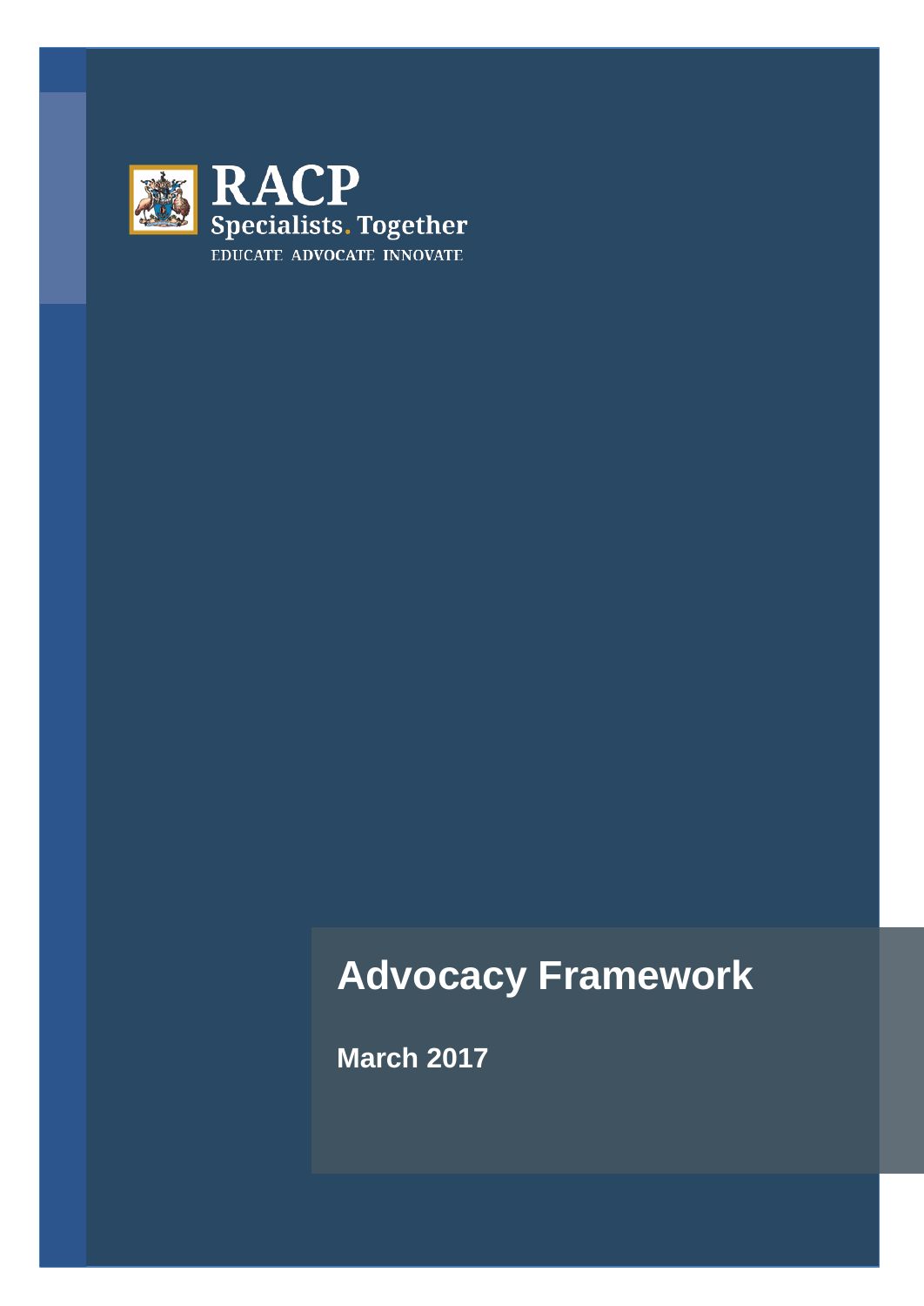RACP

Specialists. Together

EDUCATE ADVOCATE INNOVATE

# Advocacy Framework

**March 2017**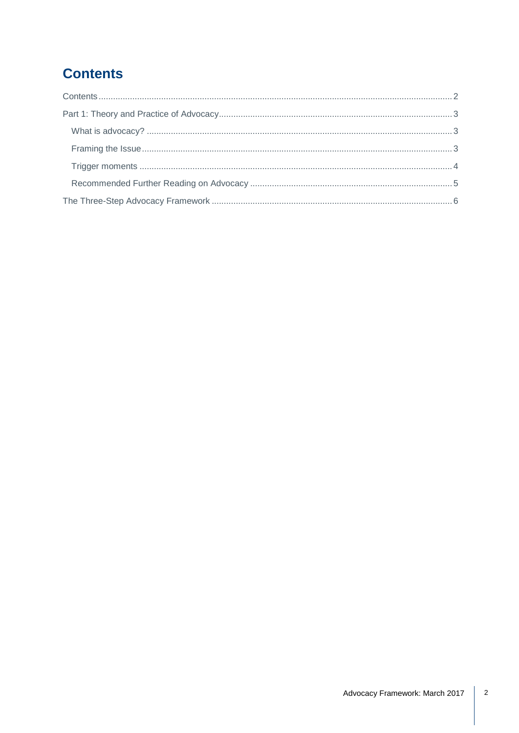# Contents

Contents ........................................................................................................................................ 2

Part 1: Theory and Practice of Advocacy ................................................................................... 3

- What is advocacy? ............................................................................................................... 3
- Framing the Issue ................................................................................................................ 3
- Trigger moments .................................................................................................................. 4
- Recommended Further Reading on Advocacy ..................................................................... 5

The Three-Step Advocacy Framework ........................................................................................ 6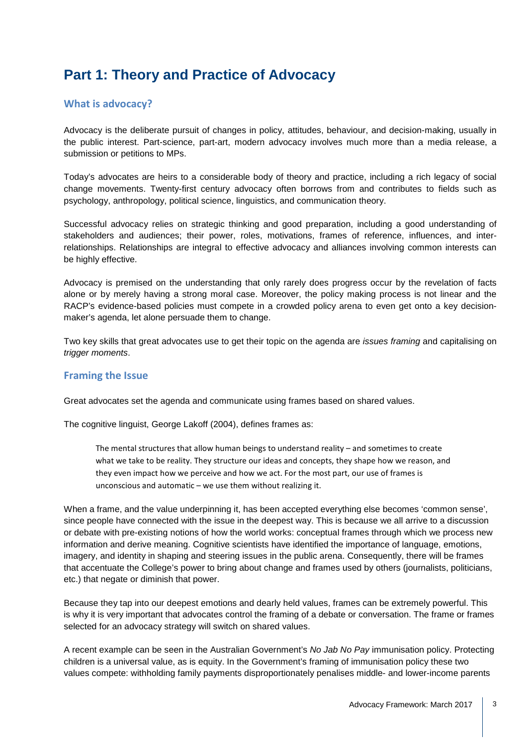# Part 1: Theory and Practice of Advocacy

## What is advocacy?

Advocacy is the deliberate pursuit of changes in policy, attitudes, behaviour, and decision-making, usually in the public interest. Part-science, part-art, modern advocacy involves much more than a media release, a submission or petitions to MPs.

Today's advocates are heirs to a considerable body of theory and practice, including a rich legacy of social change movements. Twenty-first century advocacy often borrows from and contributes to fields such as psychology, anthropology, political science, linguistics, and communication theory.

Successful advocacy relies on strategic thinking and good preparation, including a good understanding of stakeholders and audiences; their power, roles, motivations, frames of reference, influences, and inter-relationships. Relationships are integral to effective advocacy and alliances involving common interests can be highly effective.

Advocacy is premised on the understanding that only rarely does progress occur by the revelation of facts alone or by merely having a strong moral case. Moreover, the policy making process is not linear and the RACP's evidence-based policies must compete in a crowded policy arena to even get onto a key decision-maker's agenda, let alone persuade them to change.

Two key skills that great advocates use to get their topic on the agenda are *issues framing* and capitalising on *trigger moments*.

## Framing the Issue

Great advocates set the agenda and communicate using frames based on shared values.

The cognitive linguist, George Lakoff (2004), defines frames as:

> The mental structures that allow human beings to understand reality – and sometimes to create what we take to be reality. They structure our ideas and concepts, they shape how we reason, and they even impact how we perceive and how we act. For the most part, our use of frames is unconscious and automatic – we use them without realizing it.

When a frame, and the value underpinning it, has been accepted everything else becomes 'common sense', since people have connected with the issue in the deepest way. This is because we all arrive to a discussion or debate with pre-existing notions of how the world works: conceptual frames through which we process new information and derive meaning. Cognitive scientists have identified the importance of language, emotions, imagery, and identity in shaping and steering issues in the public arena. Consequently, there will be frames that accentuate the College's power to bring about change and frames used by others (journalists, politicians, etc.) that negate or diminish that power.

Because they tap into our deepest emotions and dearly held values, frames can be extremely powerful. This is why it is very important that advocates control the framing of a debate or conversation. The frame or frames selected for an advocacy strategy will switch on shared values.

A recent example can be seen in the Australian Government's *No Jab No Pay* immunisation policy. Protecting children is a universal value, as is equity. In the Government's framing of immunisation policy these two values compete: withholding family payments disproportionately penalises middle- and lower-income parents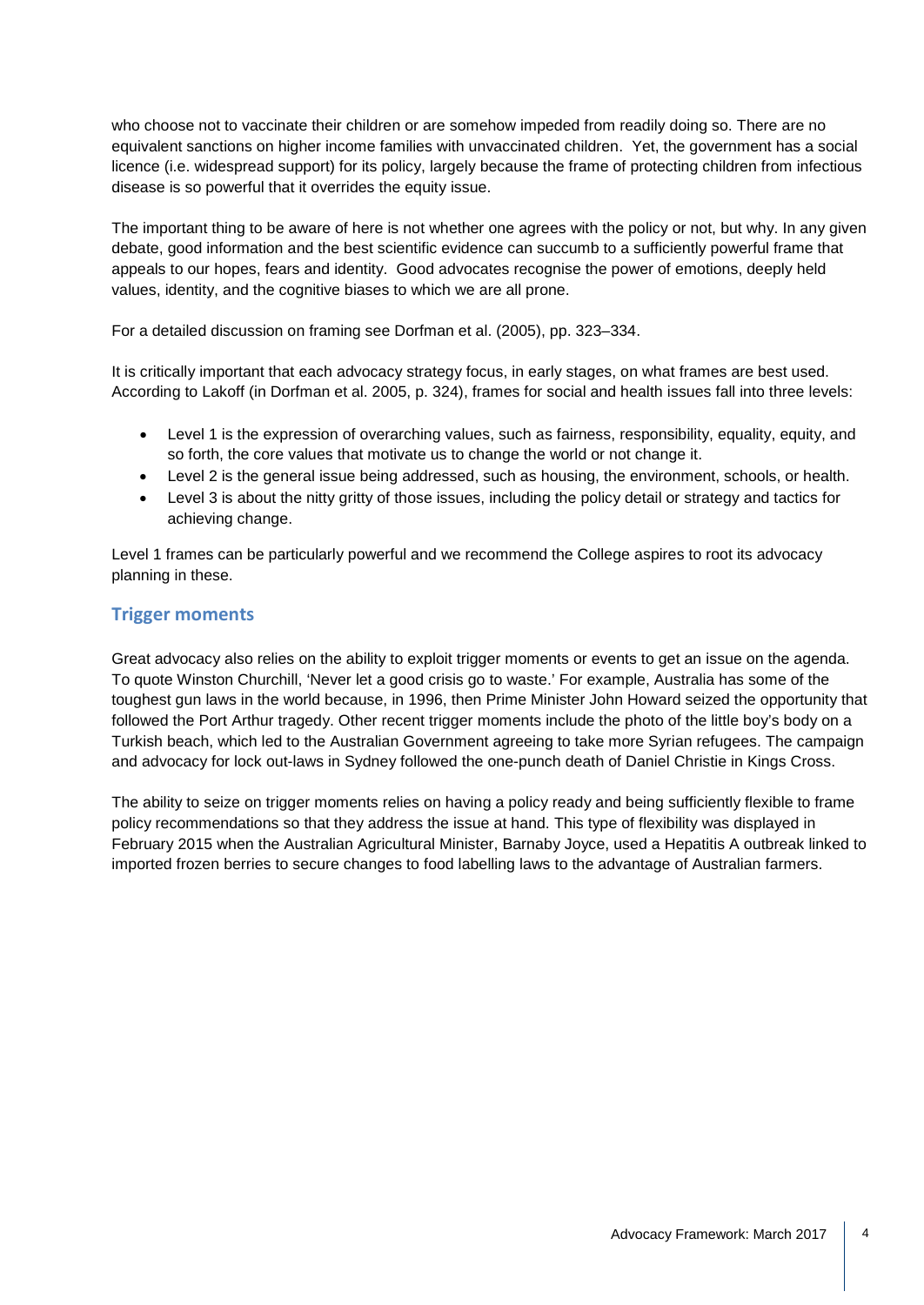who choose not to vaccinate their children or are somehow impeded from readily doing so. There are no equivalent sanctions on higher income families with unvaccinated children. Yet, the government has a social licence (i.e. widespread support) for its policy, largely because the frame of protecting children from infectious disease is so powerful that it overrides the equity issue.

The important thing to be aware of here is not whether one agrees with the policy or not, but why. In any given debate, good information and the best scientific evidence can succumb to a sufficiently powerful frame that appeals to our hopes, fears and identity. Good advocates recognise the power of emotions, deeply held values, identity, and the cognitive biases to which we are all prone.

For a detailed discussion on framing see Dorfman et al. (2005), pp. 323–334.

It is critically important that each advocacy strategy focus, in early stages, on what frames are best used. According to Lakoff (in Dorfman et al. 2005, p. 324), frames for social and health issues fall into three levels:

- Level 1 is the expression of overarching values, such as fairness, responsibility, equality, equity, and so forth, the core values that motivate us to change the world or not change it.
- Level 2 is the general issue being addressed, such as housing, the environment, schools, or health.
- Level 3 is about the nitty gritty of those issues, including the policy detail or strategy and tactics for achieving change.

Level 1 frames can be particularly powerful and we recommend the College aspires to root its advocacy planning in these.

## Trigger moments

Great advocacy also relies on the ability to exploit trigger moments or events to get an issue on the agenda. To quote Winston Churchill, 'Never let a good crisis go to waste.' For example, Australia has some of the toughest gun laws in the world because, in 1996, then Prime Minister John Howard seized the opportunity that followed the Port Arthur tragedy. Other recent trigger moments include the photo of the little boy's body on a Turkish beach, which led to the Australian Government agreeing to take more Syrian refugees. The campaign and advocacy for lock out-laws in Sydney followed the one-punch death of Daniel Christie in Kings Cross.

The ability to seize on trigger moments relies on having a policy ready and being sufficiently flexible to frame policy recommendations so that they address the issue at hand. This type of flexibility was displayed in February 2015 when the Australian Agricultural Minister, Barnaby Joyce, used a Hepatitis A outbreak linked to imported frozen berries to secure changes to food labelling laws to the advantage of Australian farmers.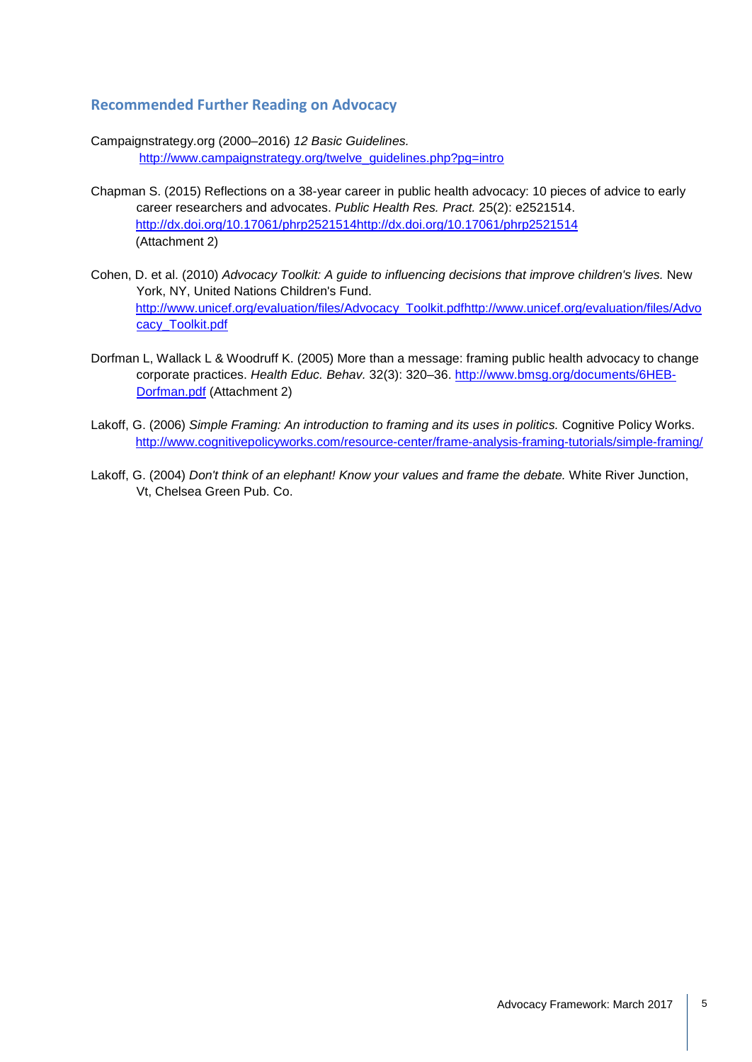## Recommended Further Reading on Advocacy

Campaignstrategy.org (2000–2016) *12 Basic Guidelines.* http://www.campaignstrategy.org/twelve_guidelines.php?pg=intro

Chapman S. (2015) Reflections on a 38-year career in public health advocacy: 10 pieces of advice to early career researchers and advocates. *Public Health Res. Pract.* 25(2): e2521514. http://dx.doi.org/10.17061/phrp2521514http://dx.doi.org/10.17061/phrp2521514 (Attachment 2)

Cohen, D. et al. (2010) *Advocacy Toolkit: A guide to influencing decisions that improve children's lives.* New York, NY, United Nations Children's Fund. http://www.unicef.org/evaluation/files/Advocacy_Toolkit.pdfhttp://www.unicef.org/evaluation/files/Advocacy_Toolkit.pdf

Dorfman L, Wallack L & Woodruff K. (2005) More than a message: framing public health advocacy to change corporate practices. *Health Educ. Behav*. 32(3): 320–36. http://www.bmsg.org/documents/6HEB-Dorfman.pdf (Attachment 2)

Lakoff, G. (2006) *Simple Framing: An introduction to framing and its uses in politics.* Cognitive Policy Works. http://www.cognitivepolicyworks.com/resource-center/frame-analysis-framing-tutorials/simple-framing/

Lakoff, G. (2004) *Don't think of an elephant! Know your values and frame the debate.* White River Junction, Vt, Chelsea Green Pub. Co.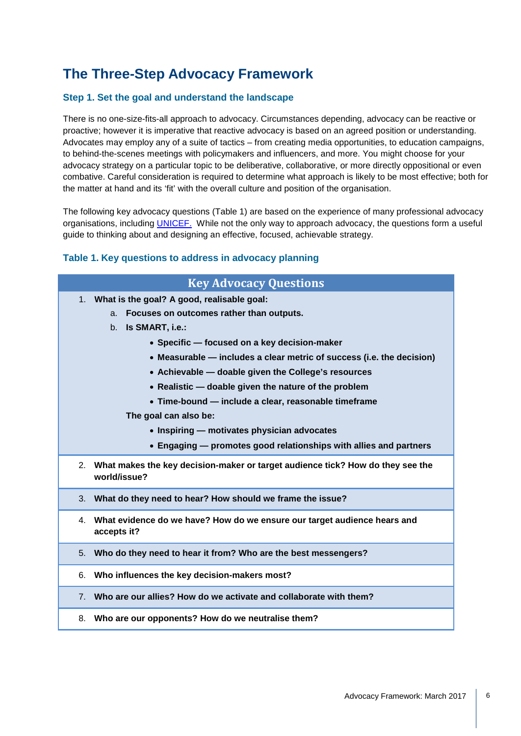# The Three-Step Advocacy Framework

## Step 1. Set the goal and understand the landscape

There is no one-size-fits-all approach to advocacy. Circumstances depending, advocacy can be reactive or proactive; however it is imperative that reactive advocacy is based on an agreed position or understanding. Advocates may employ any of a suite of tactics – from creating media opportunities, to education campaigns, to behind-the-scenes meetings with policymakers and influencers, and more. You might choose for your advocacy strategy on a particular topic to be deliberative, collaborative, or more directly oppositional or even combative. Careful consideration is required to determine what approach is likely to be most effective; both for the matter at hand and its 'fit' with the overall culture and position of the organisation.

The following key advocacy questions (Table 1) are based on the experience of many professional advocacy organisations, including UNICEF. While not the only way to approach advocacy, the questions form a useful guide to thinking about and designing an effective, focused, achievable strategy.

### Table 1. Key questions to address in advocacy planning

| Key Advocacy Questions |
|---|
| 1. **What is the goal? A good, realisable goal:**<br>a. **Focuses on outcomes rather than outputs.**<br>b. **Is SMART, i.e.:**<br>• **Specific — focused on a key decision-maker**<br>• **Measurable — includes a clear metric of success (i.e. the decision)**<br>• **Achievable — doable given the College's resources**<br>• **Realistic — doable given the nature of the problem**<br>• **Time-bound — include a clear, reasonable timeframe**<br>**The goal can also be:**<br>• **Inspiring — motivates physician advocates**<br>• **Engaging — promotes good relationships with allies and partners** |
| 2. **What makes the key decision-maker or target audience tick? How do they see the world/issue?** |
| 3. **What do they need to hear? How should we frame the issue?** |
| 4. **What evidence do we have? How do we ensure our target audience hears and accepts it?** |
| 5. **Who do they need to hear it from? Who are the best messengers?** |
| 6. **Who influences the key decision-makers most?** |
| 7. **Who are our allies? How do we activate and collaborate with them?** |
| 8. **Who are our opponents? How do we neutralise them?** |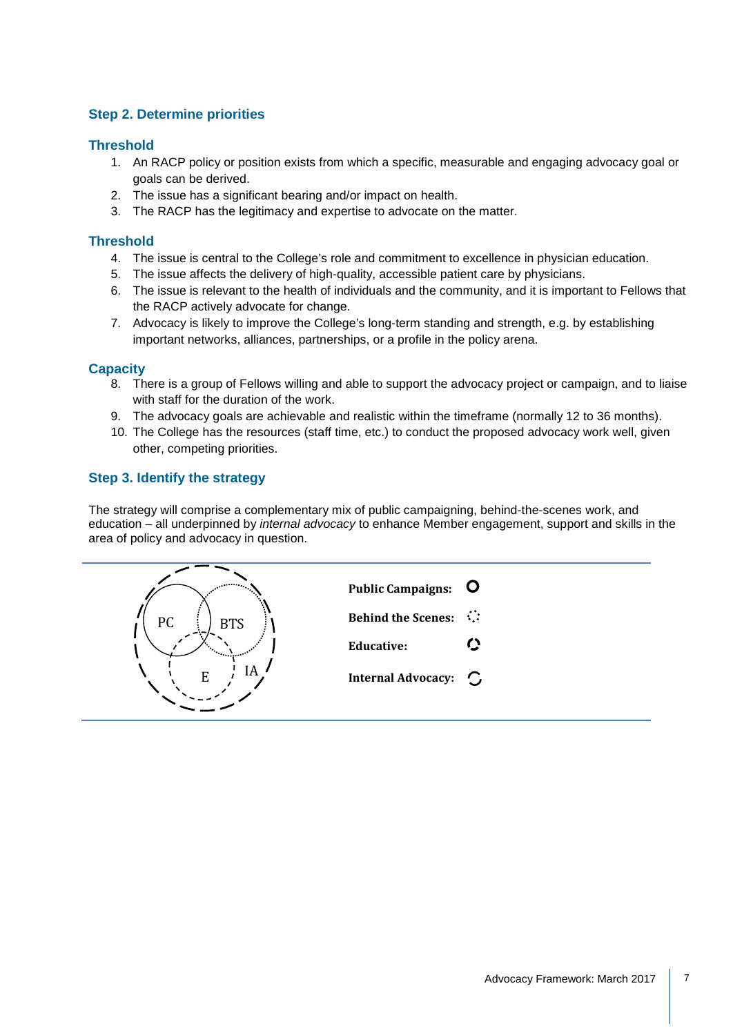### Step 2. Determine priorities

#### Threshold

1. An RACP policy or position exists from which a specific, measurable and engaging advocacy goal or goals can be derived.
2. The issue has a significant bearing and/or impact on health.
3. The RACP has the legitimacy and expertise to advocate on the matter.

#### Threshold

4. The issue is central to the College's role and commitment to excellence in physician education.
5. The issue affects the delivery of high-quality, accessible patient care by physicians.
6. The issue is relevant to the health of individuals and the community, and it is important to Fellows that the RACP actively advocate for change.
7. Advocacy is likely to improve the College's long-term standing and strength, e.g. by establishing important networks, alliances, partnerships, or a profile in the policy arena.

#### Capacity

8. There is a group of Fellows willing and able to support the advocacy project or campaign, and to liaise with staff for the duration of the work.
9. The advocacy goals are achievable and realistic within the timeframe (normally 12 to 36 months).
10. The College has the resources (staff time, etc.) to conduct the proposed advocacy work well, given other, competing priorities.

### Step 3. Identify the strategy

The strategy will comprise a complementary mix of public campaigning, behind-the-scenes work, and education – all underpinned by *internal advocacy* to enhance Member engagement, support and skills in the area of policy and advocacy in question.

PC
BTS
E
IA

**Public Campaigns:**

**Behind the Scenes:**

**Educative:**

**Internal Advocacy:**